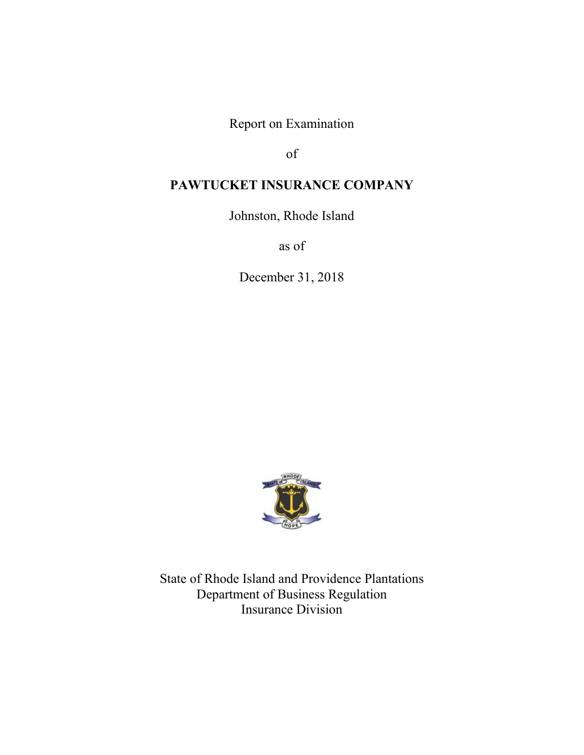Report on Examination

of

**PAWTUCKET INSURANCE COMPANY**

Johnston, Rhode Island

as of

December 31, 2018

State of Rhode Island and Providence Plantations
Department of Business Regulation
Insurance Division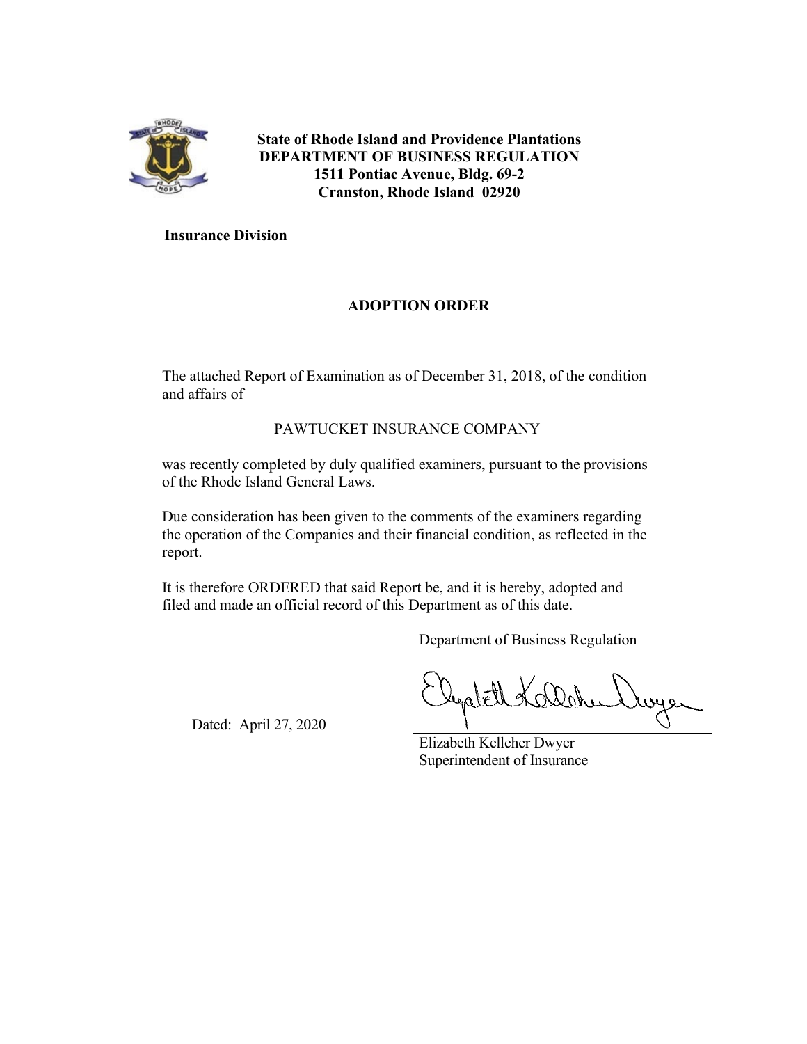**State of Rhode Island and Providence Plantations**
**DEPARTMENT OF BUSINESS REGULATION**
**1511 Pontiac Avenue, Bldg. 69-2**
**Cranston, Rhode Island 02920**

**Insurance Division**

## ADOPTION ORDER

The attached Report of Examination as of December 31, 2018, of the condition and affairs of

PAWTUCKET INSURANCE COMPANY

was recently completed by duly qualified examiners, pursuant to the provisions of the Rhode Island General Laws.

Due consideration has been given to the comments of the examiners regarding the operation of the Companies and their financial condition, as reflected in the report.

It is therefore ORDERED that said Report be, and it is hereby, adopted and filed and made an official record of this Department as of this date.

Department of Business Regulation

Dated: April 27, 2020

Elizabeth Kelleher Dwyer
Superintendent of Insurance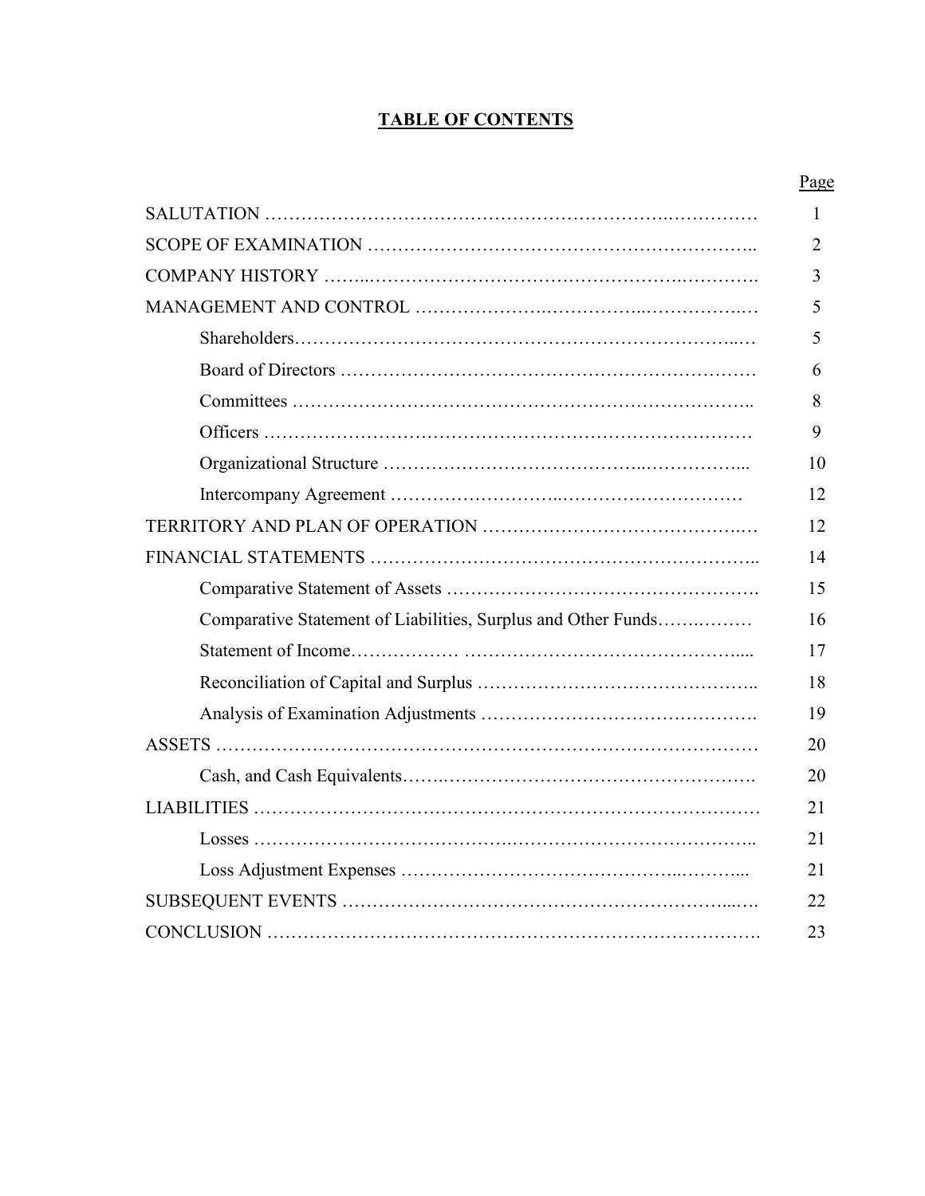# TABLE OF CONTENTS

| | Page |
|---|---|
| SALUTATION | 1 |
| SCOPE OF EXAMINATION | 2 |
| COMPANY HISTORY | 3 |
| MANAGEMENT AND CONTROL | 5 |
| Shareholders | 5 |
| Board of Directors | 6 |
| Committees | 8 |
| Officers | 9 |
| Organizational Structure | 10 |
| Intercompany Agreement | 12 |
| TERRITORY AND PLAN OF OPERATION | 12 |
| FINANCIAL STATEMENTS | 14 |
| Comparative Statement of Assets | 15 |
| Comparative Statement of Liabilities, Surplus and Other Funds | 16 |
| Statement of Income | 17 |
| Reconciliation of Capital and Surplus | 18 |
| Analysis of Examination Adjustments | 19 |
| ASSETS | 20 |
| Cash, and Cash Equivalents | 20 |
| LIABILITIES | 21 |
| Losses | 21 |
| Loss Adjustment Expenses | 21 |
| SUBSEQUENT EVENTS | 22 |
| CONCLUSION | 23 |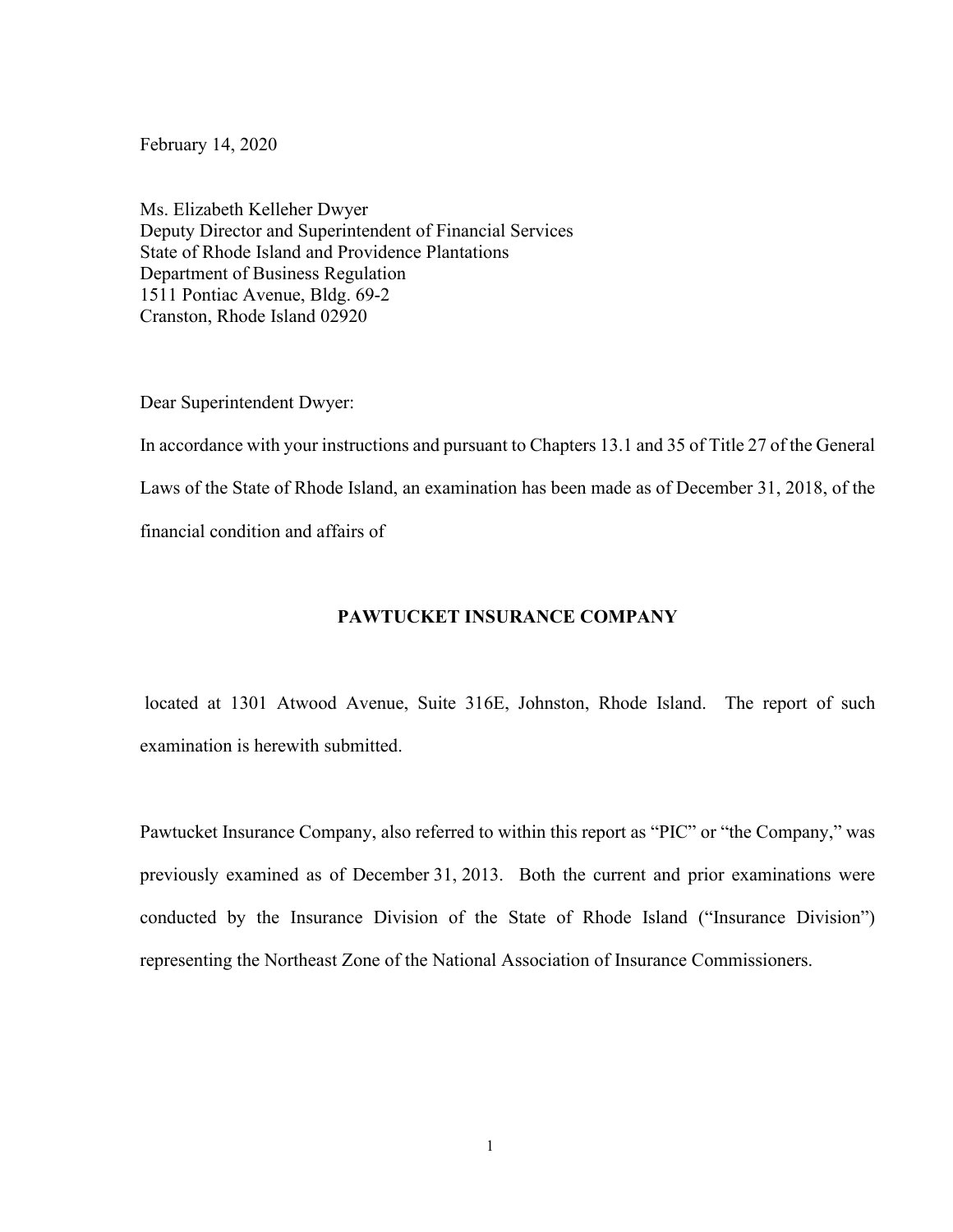February 14, 2020

Ms. Elizabeth Kelleher Dwyer
Deputy Director and Superintendent of Financial Services
State of Rhode Island and Providence Plantations
Department of Business Regulation
1511 Pontiac Avenue, Bldg. 69-2
Cranston, Rhode Island 02920

Dear Superintendent Dwyer:

In accordance with your instructions and pursuant to Chapters 13.1 and 35 of Title 27 of the General Laws of the State of Rhode Island, an examination has been made as of December 31, 2018, of the financial condition and affairs of

**PAWTUCKET INSURANCE COMPANY**

located at 1301 Atwood Avenue, Suite 316E, Johnston, Rhode Island. The report of such examination is herewith submitted.

Pawtucket Insurance Company, also referred to within this report as "PIC" or "the Company," was previously examined as of December 31, 2013. Both the current and prior examinations were conducted by the Insurance Division of the State of Rhode Island ("Insurance Division") representing the Northeast Zone of the National Association of Insurance Commissioners.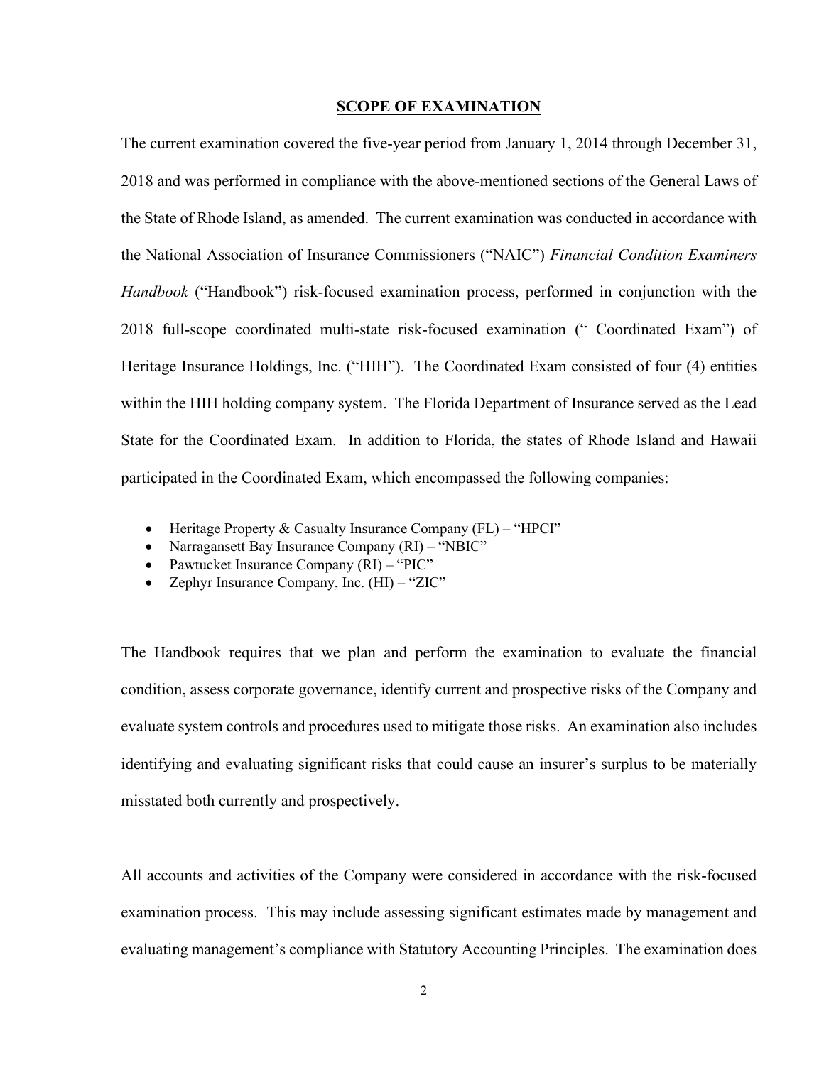## SCOPE OF EXAMINATION

The current examination covered the five-year period from January 1, 2014 through December 31, 2018 and was performed in compliance with the above-mentioned sections of the General Laws of the State of Rhode Island, as amended. The current examination was conducted in accordance with the National Association of Insurance Commissioners ("NAIC") *Financial Condition Examiners Handbook* ("Handbook") risk-focused examination process, performed in conjunction with the 2018 full-scope coordinated multi-state risk-focused examination (" Coordinated Exam") of Heritage Insurance Holdings, Inc. ("HIH"). The Coordinated Exam consisted of four (4) entities within the HIH holding company system. The Florida Department of Insurance served as the Lead State for the Coordinated Exam. In addition to Florida, the states of Rhode Island and Hawaii participated in the Coordinated Exam, which encompassed the following companies:

- Heritage Property & Casualty Insurance Company (FL) – "HPCI"
- Narragansett Bay Insurance Company (RI) – "NBIC"
- Pawtucket Insurance Company (RI) – "PIC"
- Zephyr Insurance Company, Inc. (HI) – "ZIC"

The Handbook requires that we plan and perform the examination to evaluate the financial condition, assess corporate governance, identify current and prospective risks of the Company and evaluate system controls and procedures used to mitigate those risks. An examination also includes identifying and evaluating significant risks that could cause an insurer's surplus to be materially misstated both currently and prospectively.

All accounts and activities of the Company were considered in accordance with the risk-focused examination process. This may include assessing significant estimates made by management and evaluating management's compliance with Statutory Accounting Principles. The examination does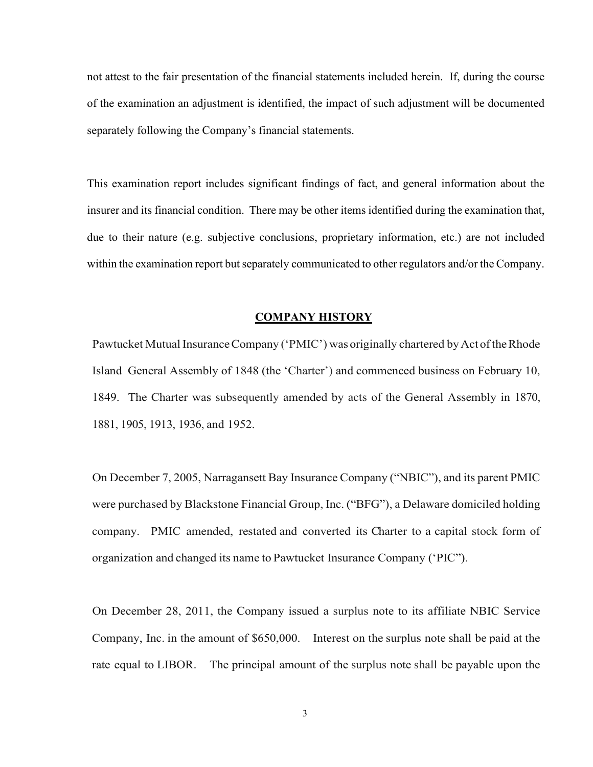not attest to the fair presentation of the financial statements included herein. If, during the course of the examination an adjustment is identified, the impact of such adjustment will be documented separately following the Company's financial statements.

This examination report includes significant findings of fact, and general information about the insurer and its financial condition. There may be other items identified during the examination that, due to their nature (e.g. subjective conclusions, proprietary information, etc.) are not included within the examination report but separately communicated to other regulators and/or the Company.

## COMPANY HISTORY

Pawtucket Mutual Insurance Company ('PMIC') was originally chartered by Act of the Rhode Island General Assembly of 1848 (the 'Charter') and commenced business on February 10, 1849. The Charter was subsequently amended by acts of the General Assembly in 1870, 1881, 1905, 1913, 1936, and 1952.

On December 7, 2005, Narragansett Bay Insurance Company ("NBIC"), and its parent PMIC were purchased by Blackstone Financial Group, Inc. ("BFG"), a Delaware domiciled holding company. PMIC amended, restated and converted its Charter to a capital stock form of organization and changed its name to Pawtucket Insurance Company ('PIC").

On December 28, 2011, the Company issued a surplus note to its affiliate NBIC Service Company, Inc. in the amount of $650,000. Interest on the surplus note shall be paid at the rate equal to LIBOR. The principal amount of the surplus note shall be payable upon the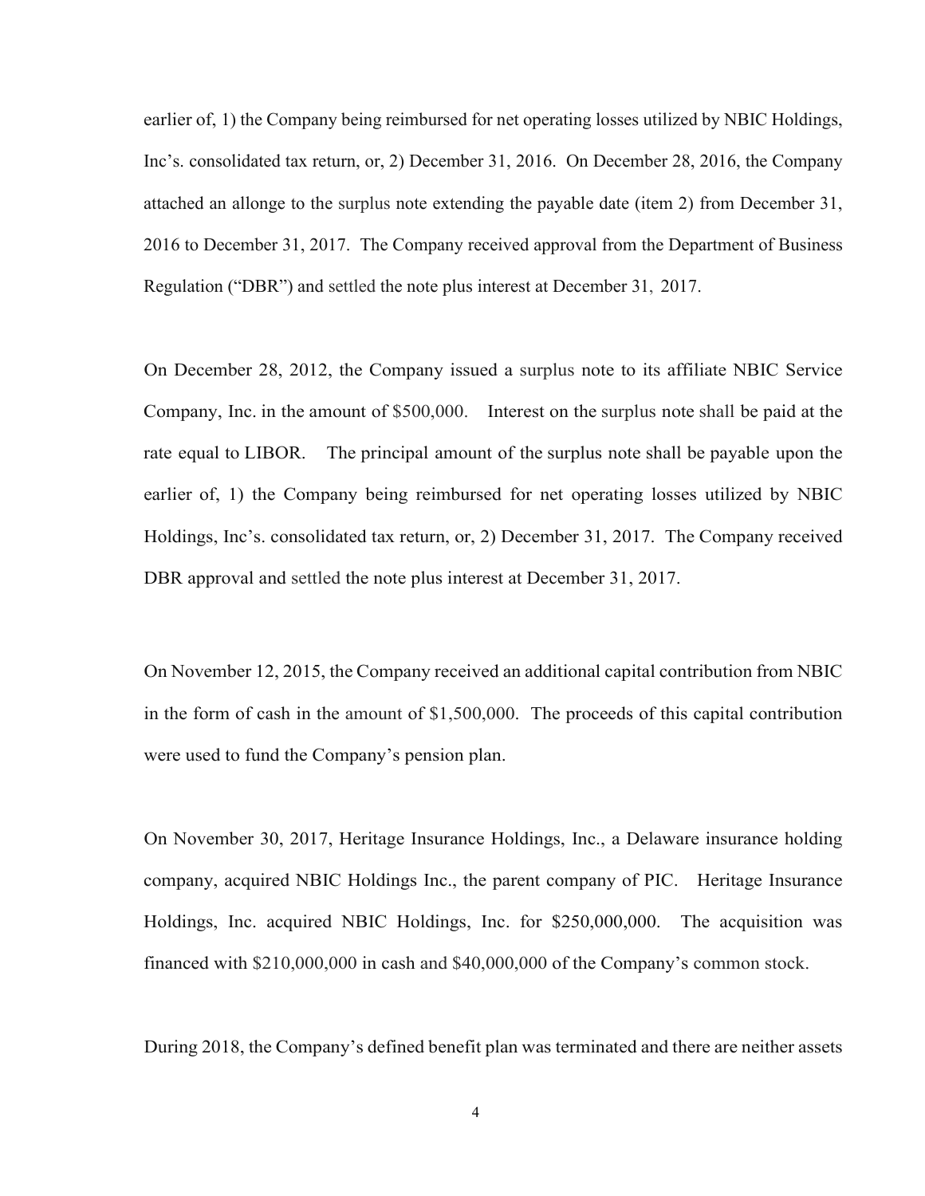earlier of, 1) the Company being reimbursed for net operating losses utilized by NBIC Holdings, Inc's. consolidated tax return, or, 2) December 31, 2016. On December 28, 2016, the Company attached an allonge to the surplus note extending the payable date (item 2) from December 31, 2016 to December 31, 2017. The Company received approval from the Department of Business Regulation ("DBR") and settled the note plus interest at December 31, 2017.

On December 28, 2012, the Company issued a surplus note to its affiliate NBIC Service Company, Inc. in the amount of $500,000. Interest on the surplus note shall be paid at the rate equal to LIBOR. The principal amount of the surplus note shall be payable upon the earlier of, 1) the Company being reimbursed for net operating losses utilized by NBIC Holdings, Inc's. consolidated tax return, or, 2) December 31, 2017. The Company received DBR approval and settled the note plus interest at December 31, 2017.

On November 12, 2015, the Company received an additional capital contribution from NBIC in the form of cash in the amount of $1,500,000. The proceeds of this capital contribution were used to fund the Company's pension plan.

On November 30, 2017, Heritage Insurance Holdings, Inc., a Delaware insurance holding company, acquired NBIC Holdings Inc., the parent company of PIC. Heritage Insurance Holdings, Inc. acquired NBIC Holdings, Inc. for $250,000,000. The acquisition was financed with $210,000,000 in cash and $40,000,000 of the Company's common stock.

During 2018, the Company's defined benefit plan was terminated and there are neither assets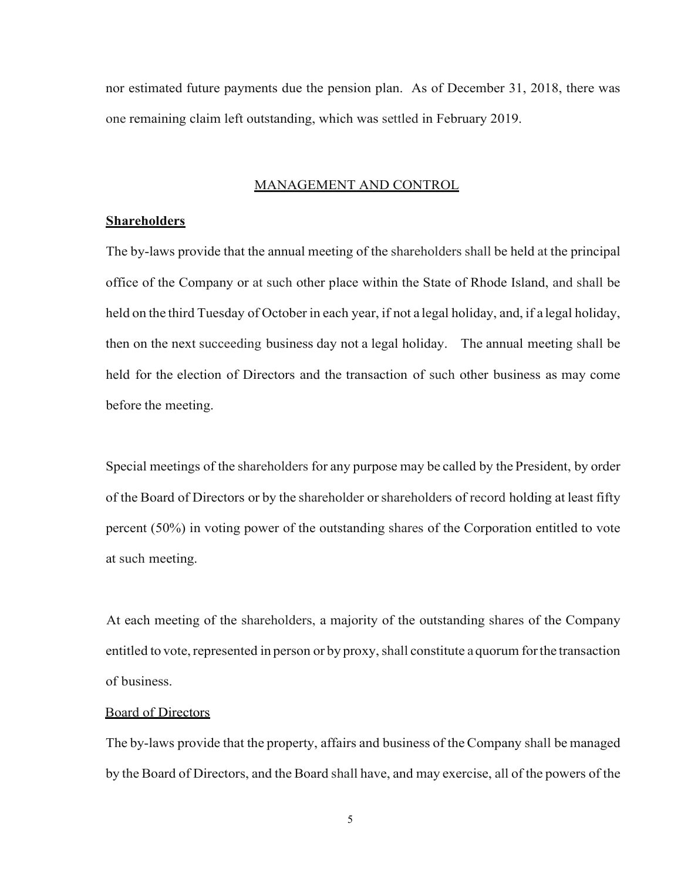nor estimated future payments due the pension plan. As of December 31, 2018, there was one remaining claim left outstanding, which was settled in February 2019.

## MANAGEMENT AND CONTROL

### Shareholders

The by-laws provide that the annual meeting of the shareholders shall be held at the principal office of the Company or at such other place within the State of Rhode Island, and shall be held on the third Tuesday of October in each year, if not a legal holiday, and, if a legal holiday, then on the next succeeding business day not a legal holiday. The annual meeting shall be held for the election of Directors and the transaction of such other business as may come before the meeting.

Special meetings of the shareholders for any purpose may be called by the President, by order of the Board of Directors or by the shareholder or shareholders of record holding at least fifty percent (50%) in voting power of the outstanding shares of the Corporation entitled to vote at such meeting.

At each meeting of the shareholders, a majority of the outstanding shares of the Company entitled to vote, represented in person or by proxy, shall constitute a quorum for the transaction of business.

### Board of Directors

The by-laws provide that the property, affairs and business of the Company shall be managed by the Board of Directors, and the Board shall have, and may exercise, all of the powers of the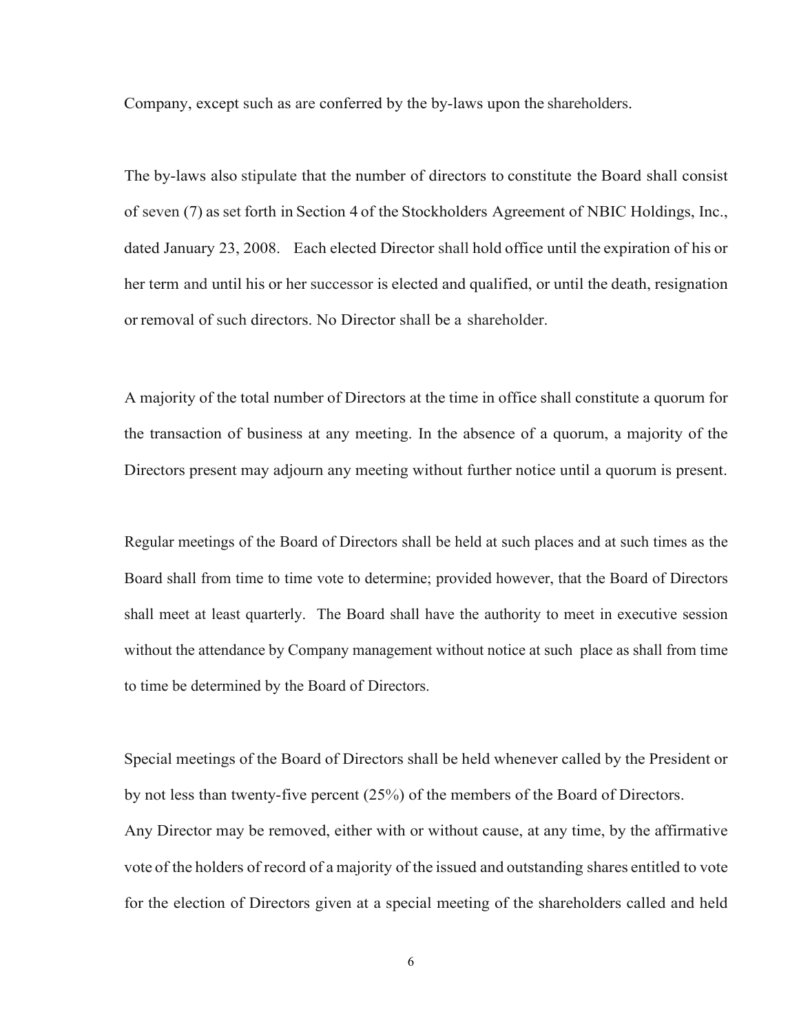Company, except such as are conferred by the by-laws upon the shareholders.

The by-laws also stipulate that the number of directors to constitute the Board shall consist of seven (7) as set forth in Section 4 of the Stockholders Agreement of NBIC Holdings, Inc., dated January 23, 2008. Each elected Director shall hold office until the expiration of his or her term and until his or her successor is elected and qualified, or until the death, resignation or removal of such directors. No Director shall be a shareholder.

A majority of the total number of Directors at the time in office shall constitute a quorum for the transaction of business at any meeting. In the absence of a quorum, a majority of the Directors present may adjourn any meeting without further notice until a quorum is present.

Regular meetings of the Board of Directors shall be held at such places and at such times as the Board shall from time to time vote to determine; provided however, that the Board of Directors shall meet at least quarterly. The Board shall have the authority to meet in executive session without the attendance by Company management without notice at such place as shall from time to time be determined by the Board of Directors.

Special meetings of the Board of Directors shall be held whenever called by the President or by not less than twenty-five percent (25%) of the members of the Board of Directors.
Any Director may be removed, either with or without cause, at any time, by the affirmative vote of the holders of record of a majority of the issued and outstanding shares entitled to vote for the election of Directors given at a special meeting of the shareholders called and held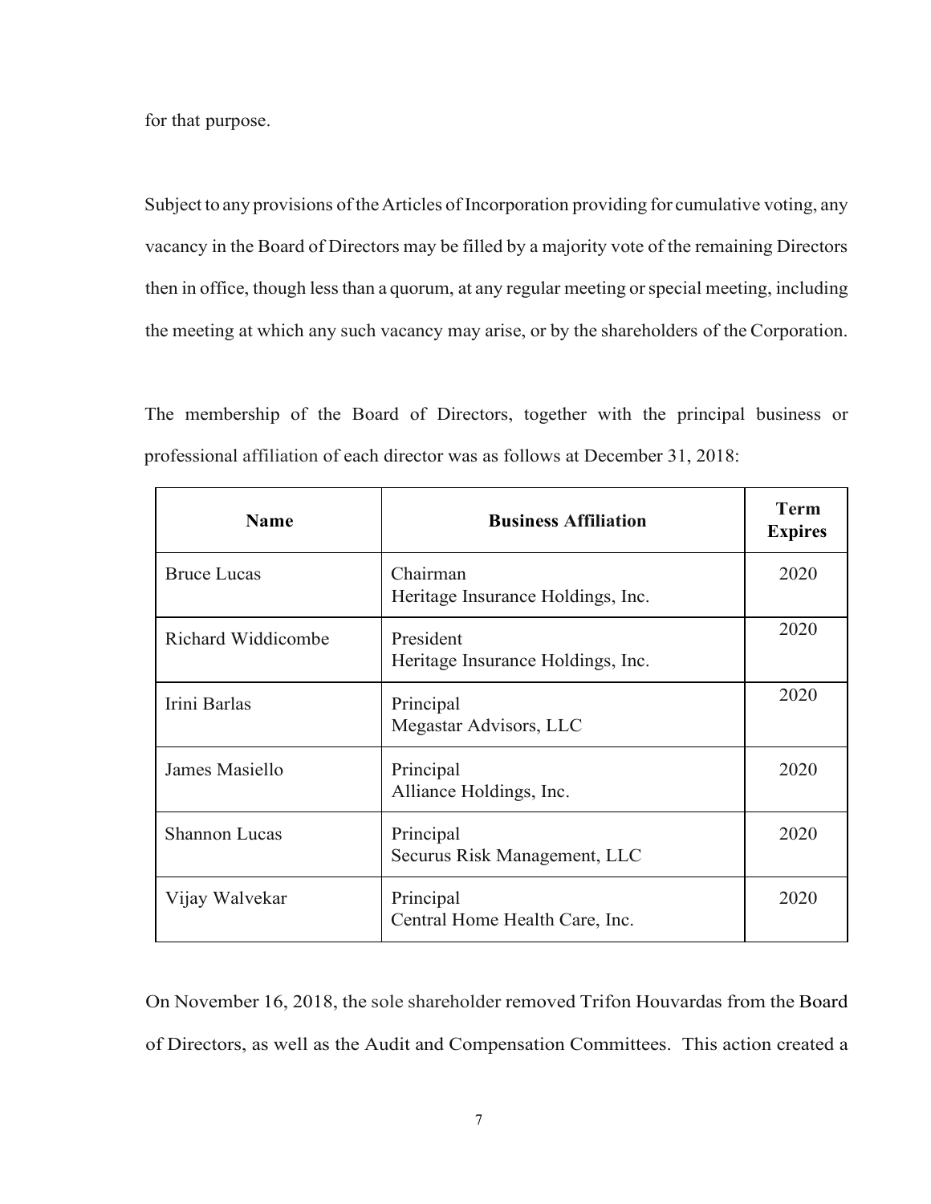for that purpose.

Subject to any provisions of the Articles of Incorporation providing for cumulative voting, any vacancy in the Board of Directors may be filled by a majority vote of the remaining Directors then in office, though less than a quorum, at any regular meeting or special meeting, including the meeting at which any such vacancy may arise, or by the shareholders of the Corporation.

The membership of the Board of Directors, together with the principal business or professional affiliation of each director was as follows at December 31, 2018:

| Name | Business Affiliation | Term Expires |
|---|---|---|
| Bruce Lucas | Chairman<br>Heritage Insurance Holdings, Inc. | 2020 |
| Richard Widdicombe | President<br>Heritage Insurance Holdings, Inc. | 2020 |
| Irini Barlas | Principal<br>Megastar Advisors, LLC | 2020 |
| James Masiello | Principal<br>Alliance Holdings, Inc. | 2020 |
| Shannon Lucas | Principal<br>Securus Risk Management, LLC | 2020 |
| Vijay Walvekar | Principal<br>Central Home Health Care, Inc. | 2020 |

On November 16, 2018, the sole shareholder removed Trifon Houvardas from the Board of Directors, as well as the Audit and Compensation Committees. This action created a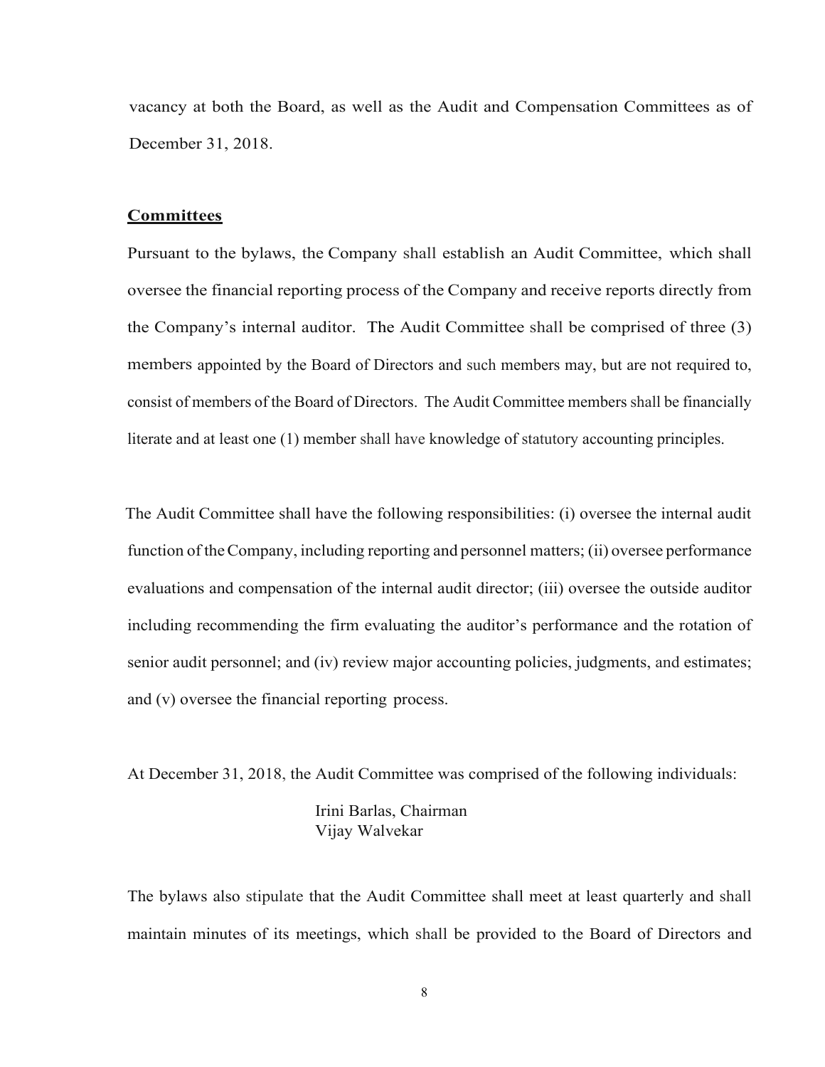vacancy at both the Board, as well as the Audit and Compensation Committees as of December 31, 2018.

**Committees**

Pursuant to the bylaws, the Company shall establish an Audit Committee, which shall oversee the financial reporting process of the Company and receive reports directly from the Company's internal auditor. The Audit Committee shall be comprised of three (3) members appointed by the Board of Directors and such members may, but are not required to, consist of members of the Board of Directors. The Audit Committee members shall be financially literate and at least one (1) member shall have knowledge of statutory accounting principles.

The Audit Committee shall have the following responsibilities: (i) oversee the internal audit function of the Company, including reporting and personnel matters; (ii) oversee performance evaluations and compensation of the internal audit director; (iii) oversee the outside auditor including recommending the firm evaluating the auditor's performance and the rotation of senior audit personnel; and (iv) review major accounting policies, judgments, and estimates; and (v) oversee the financial reporting process.

At December 31, 2018, the Audit Committee was comprised of the following individuals:

Irini Barlas, Chairman
Vijay Walvekar

The bylaws also stipulate that the Audit Committee shall meet at least quarterly and shall maintain minutes of its meetings, which shall be provided to the Board of Directors and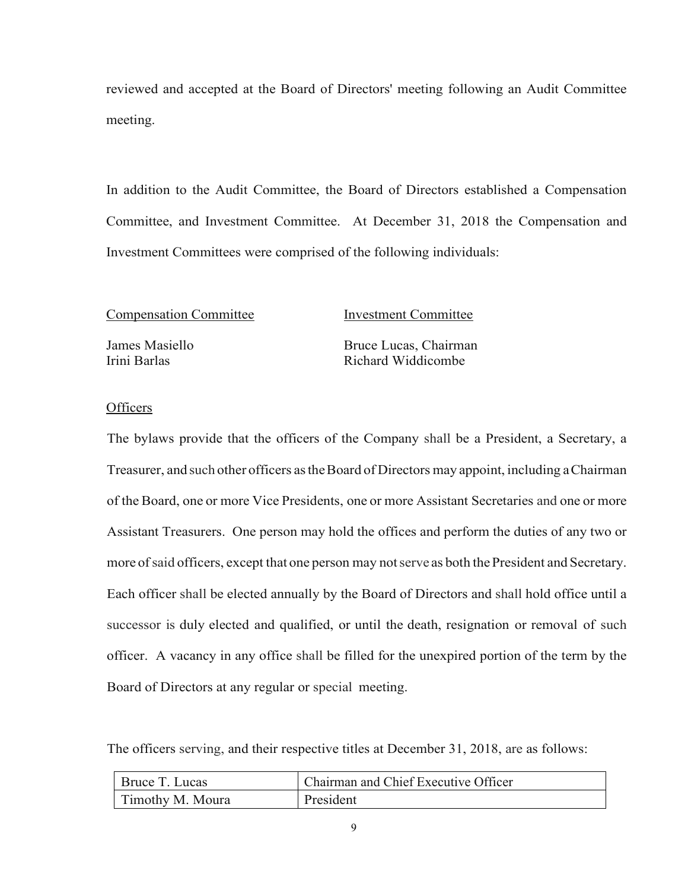reviewed and accepted at the Board of Directors' meeting following an Audit Committee meeting.

In addition to the Audit Committee, the Board of Directors established a Compensation Committee, and Investment Committee. At December 31, 2018 the Compensation and Investment Committees were comprised of the following individuals:

| Compensation Committee | Investment Committee |
| --- | --- |
| James Masiello | Bruce Lucas, Chairman |
| Irini Barlas | Richard Widdicombe |

Officers

The bylaws provide that the officers of the Company shall be a President, a Secretary, a Treasurer, and such other officers as the Board of Directors may appoint, including a Chairman of the Board, one or more Vice Presidents, one or more Assistant Secretaries and one or more Assistant Treasurers. One person may hold the offices and perform the duties of any two or more of said officers, except that one person may not serve as both the President and Secretary. Each officer shall be elected annually by the Board of Directors and shall hold office until a successor is duly elected and qualified, or until the death, resignation or removal of such officer. A vacancy in any office shall be filled for the unexpired portion of the term by the Board of Directors at any regular or special meeting.

The officers serving, and their respective titles at December 31, 2018, are as follows:

| | |
| --- | --- |
| Bruce T. Lucas | Chairman and Chief Executive Officer |
| Timothy M. Moura | President |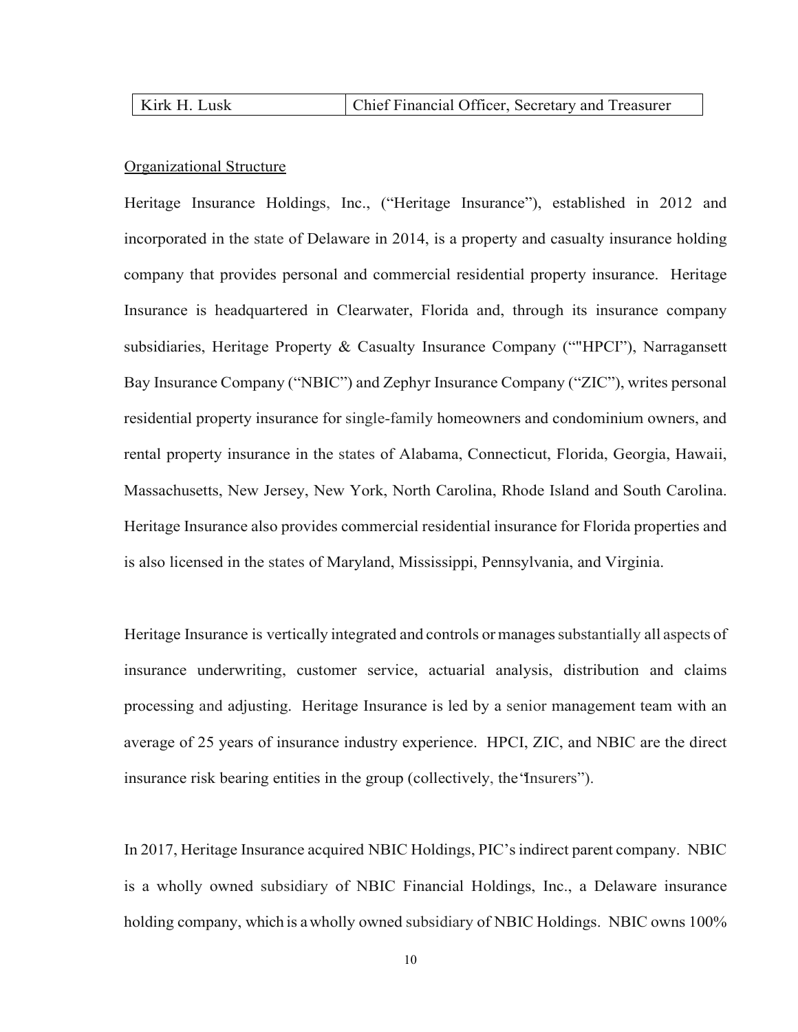| Kirk H. Lusk | Chief Financial Officer, Secretary and Treasurer |
|---|---|

Organizational Structure

Heritage Insurance Holdings, Inc., ("Heritage Insurance"), established in 2012 and incorporated in the state of Delaware in 2014, is a property and casualty insurance holding company that provides personal and commercial residential property insurance. Heritage Insurance is headquartered in Clearwater, Florida and, through its insurance company subsidiaries, Heritage Property & Casualty Insurance Company (""HPCI"), Narragansett Bay Insurance Company ("NBIC") and Zephyr Insurance Company ("ZIC"), writes personal residential property insurance for single-family homeowners and condominium owners, and rental property insurance in the states of Alabama, Connecticut, Florida, Georgia, Hawaii, Massachusetts, New Jersey, New York, North Carolina, Rhode Island and South Carolina. Heritage Insurance also provides commercial residential insurance for Florida properties and is also licensed in the states of Maryland, Mississippi, Pennsylvania, and Virginia.

Heritage Insurance is vertically integrated and controls or manages substantially all aspects of insurance underwriting, customer service, actuarial analysis, distribution and claims processing and adjusting. Heritage Insurance is led by a senior management team with an average of 25 years of insurance industry experience. HPCI, ZIC, and NBIC are the direct insurance risk bearing entities in the group (collectively, the "Insurers").

In 2017, Heritage Insurance acquired NBIC Holdings, PIC's indirect parent company. NBIC is a wholly owned subsidiary of NBIC Financial Holdings, Inc., a Delaware insurance holding company, which is a wholly owned subsidiary of NBIC Holdings. NBIC owns 100%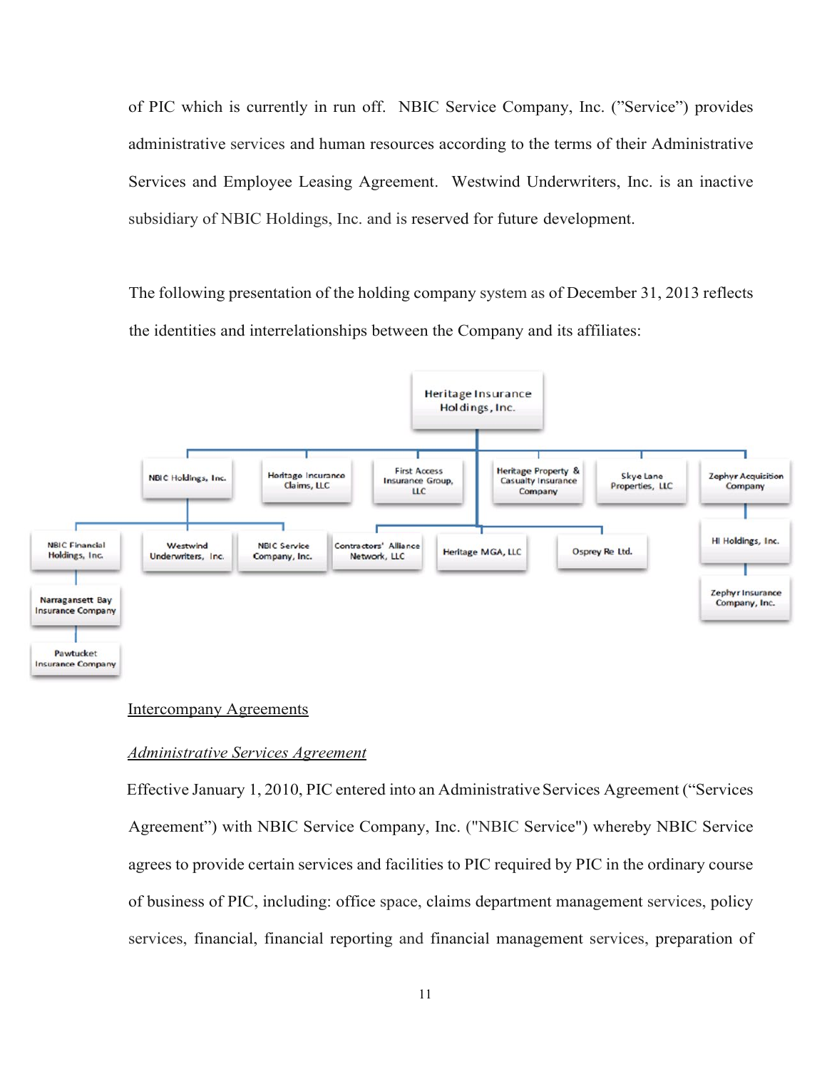of PIC which is currently in run off. NBIC Service Company, Inc. ("Service") provides administrative services and human resources according to the terms of their Administrative Services and Employee Leasing Agreement. Westwind Underwriters, Inc. is an inactive subsidiary of NBIC Holdings, Inc. and is reserved for future development.

The following presentation of the holding company system as of December 31, 2013 reflects the identities and interrelationships between the Company and its affiliates:

- Heritage Insurance Holdings, Inc.
  - NBIC Holdings, Inc.
    - NBIC Financial Holdings, Inc.
      - Narragansett Bay Insurance Company
        - Pawtucket Insurance Company
    - Westwind Underwriters, Inc.
    - NBIC Service Company, Inc.
  - Heritage Insurance Claims, LLC
  - First Access Insurance Group, LLC
  - Heritage Property & Casualty Insurance Company
  - Skye Lane Properties, LLC
  - Zephyr Acquisition Company
    - HI Holdings, Inc.
      - Zephyr Insurance Company, Inc.
  - Contractors' Alliance Network, LLC
  - Heritage MGA, LLC
  - Osprey Re Ltd.

<u>Intercompany Agreements</u>

*<u>Administrative Services Agreement</u>*

Effective January 1, 2010, PIC entered into an Administrative Services Agreement ("Services Agreement") with NBIC Service Company, Inc. ("NBIC Service") whereby NBIC Service agrees to provide certain services and facilities to PIC required by PIC in the ordinary course of business of PIC, including: office space, claims department management services, policy services, financial, financial reporting and financial management services, preparation of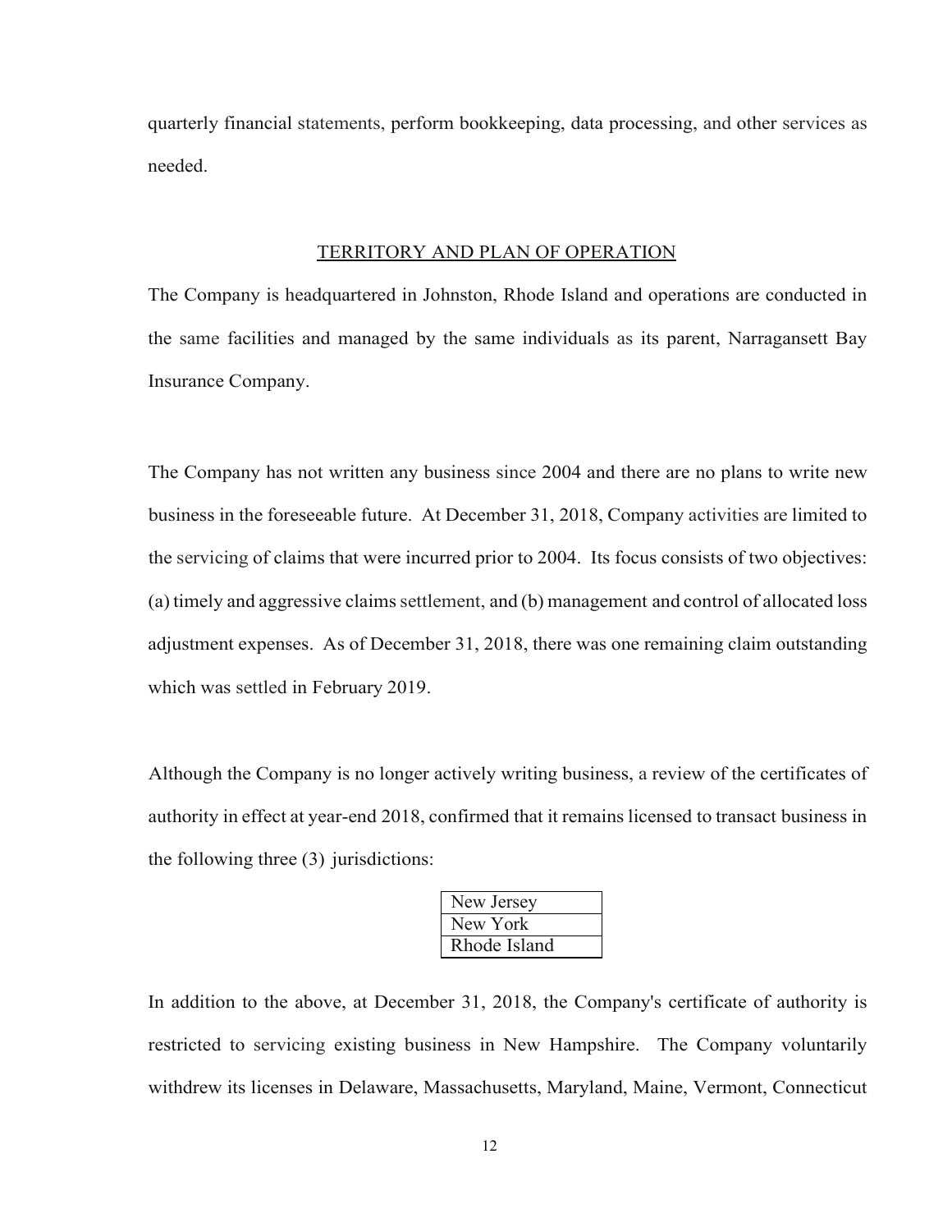quarterly financial statements, perform bookkeeping, data processing, and other services as needed.

## TERRITORY AND PLAN OF OPERATION

The Company is headquartered in Johnston, Rhode Island and operations are conducted in the same facilities and managed by the same individuals as its parent, Narragansett Bay Insurance Company.

The Company has not written any business since 2004 and there are no plans to write new business in the foreseeable future. At December 31, 2018, Company activities are limited to the servicing of claims that were incurred prior to 2004. Its focus consists of two objectives: (a) timely and aggressive claims settlement, and (b) management and control of allocated loss adjustment expenses. As of December 31, 2018, there was one remaining claim outstanding which was settled in February 2019.

Although the Company is no longer actively writing business, a review of the certificates of authority in effect at year-end 2018, confirmed that it remains licensed to transact business in the following three (3) jurisdictions:

| New Jersey |
|---|
| New York |
| Rhode Island |

In addition to the above, at December 31, 2018, the Company's certificate of authority is restricted to servicing existing business in New Hampshire. The Company voluntarily withdrew its licenses in Delaware, Massachusetts, Maryland, Maine, Vermont, Connecticut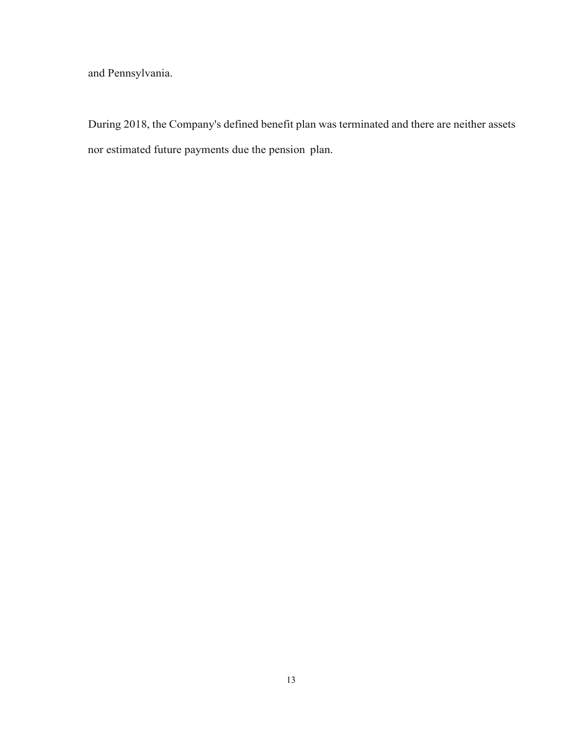and Pennsylvania.

During 2018, the Company's defined benefit plan was terminated and there are neither assets nor estimated future payments due the pension plan.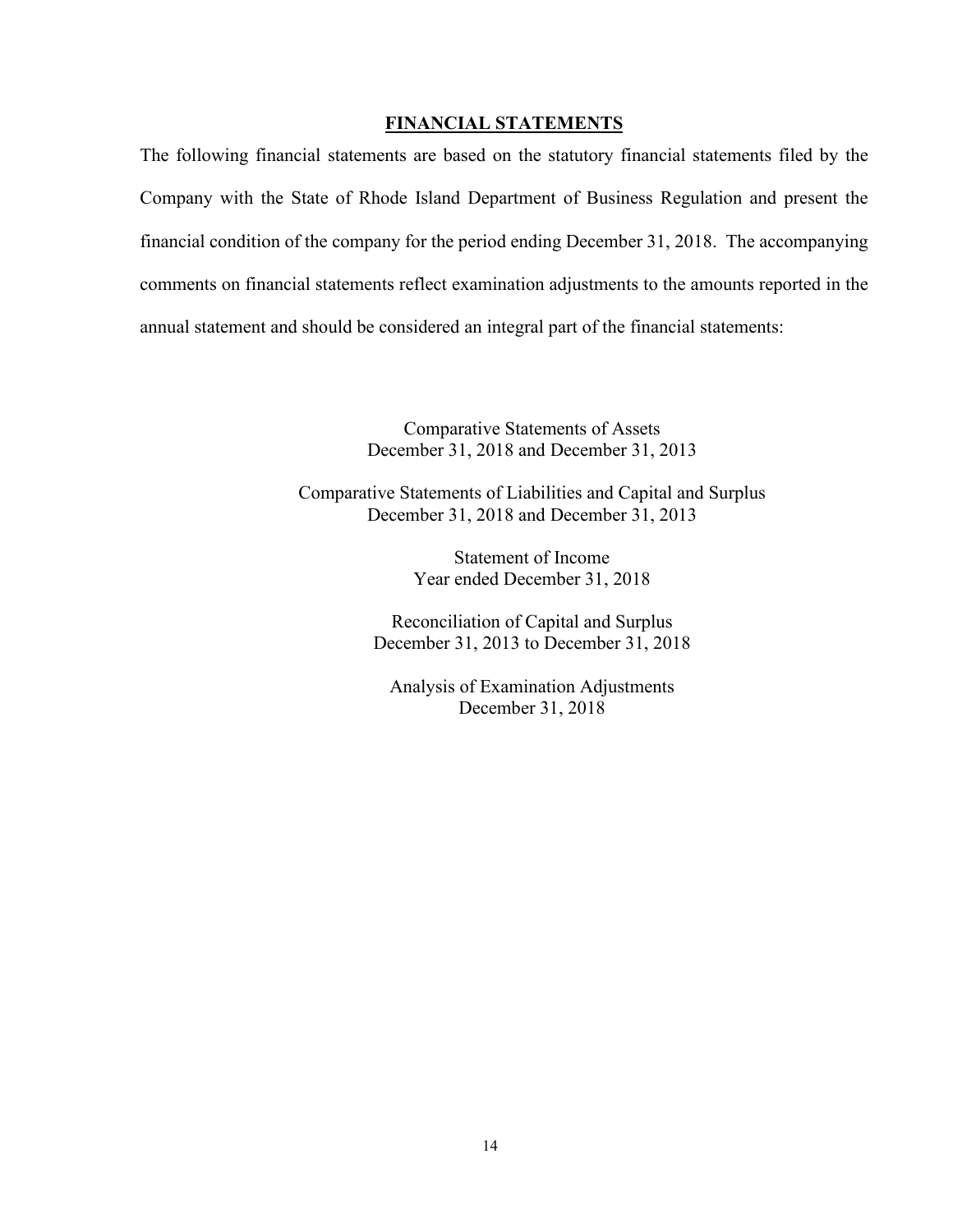## FINANCIAL STATEMENTS

The following financial statements are based on the statutory financial statements filed by the Company with the State of Rhode Island Department of Business Regulation and present the financial condition of the company for the period ending December 31, 2018. The accompanying comments on financial statements reflect examination adjustments to the amounts reported in the annual statement and should be considered an integral part of the financial statements:

Comparative Statements of Assets
December 31, 2018 and December 31, 2013

Comparative Statements of Liabilities and Capital and Surplus
December 31, 2018 and December 31, 2013

Statement of Income
Year ended December 31, 2018

Reconciliation of Capital and Surplus
December 31, 2013 to December 31, 2018

Analysis of Examination Adjustments
December 31, 2018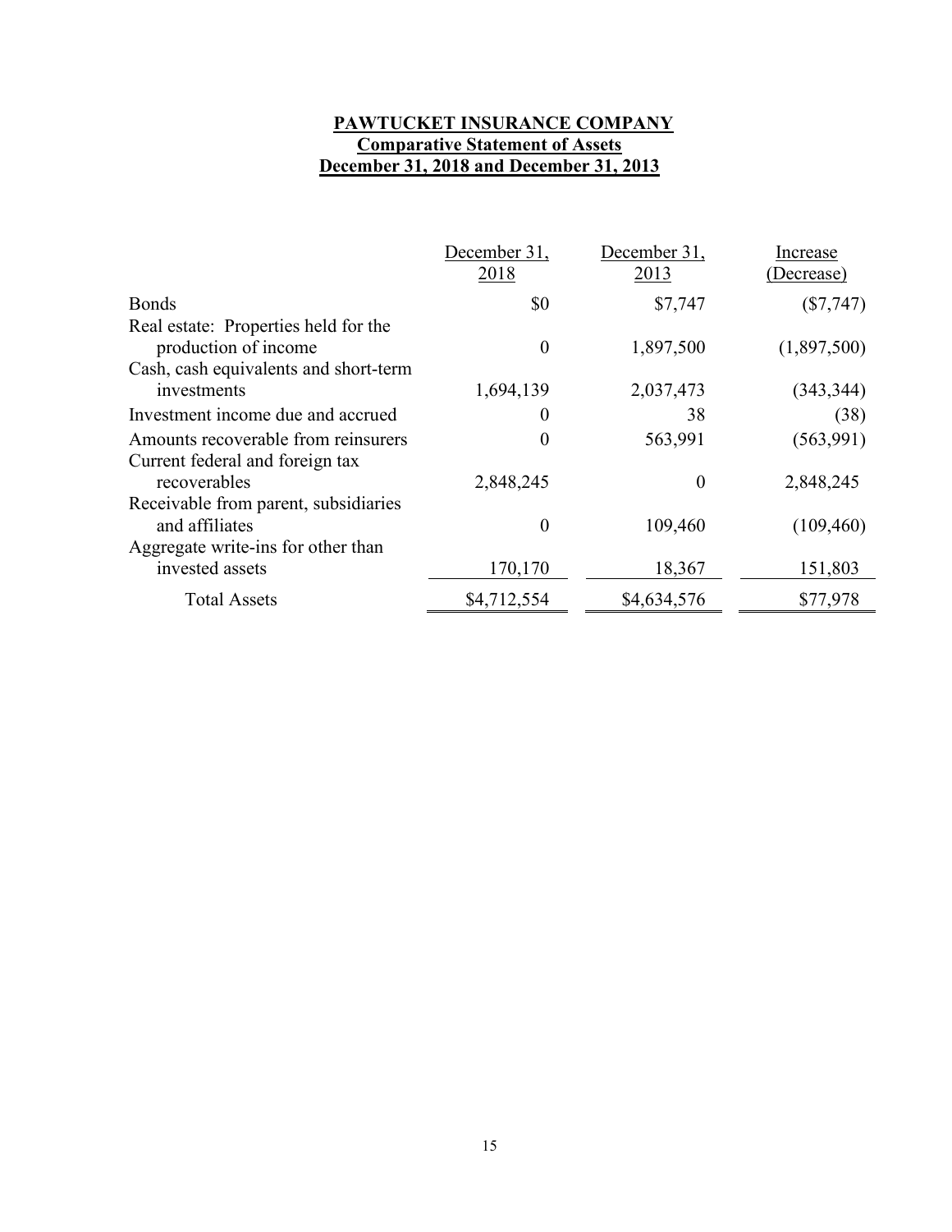**PAWTUCKET INSURANCE COMPANY**
**Comparative Statement of Assets**
**December 31, 2018 and December 31, 2013**

| | December 31, 2018 | December 31, 2013 | Increase (Decrease) |
|---|---|---|---|
| Bonds | $0 | $7,747 | ($7,747) |
| Real estate: Properties held for the production of income | 0 | 1,897,500 | (1,897,500) |
| Cash, cash equivalents and short-term investments | 1,694,139 | 2,037,473 | (343,344) |
| Investment income due and accrued | 0 | 38 | (38) |
| Amounts recoverable from reinsurers | 0 | 563,991 | (563,991) |
| Current federal and foreign tax recoverables | 2,848,245 | 0 | 2,848,245 |
| Receivable from parent, subsidiaries and affiliates | 0 | 109,460 | (109,460) |
| Aggregate write-ins for other than invested assets | 170,170 | 18,367 | 151,803 |
| Total Assets | $4,712,554 | $4,634,576 | $77,978 |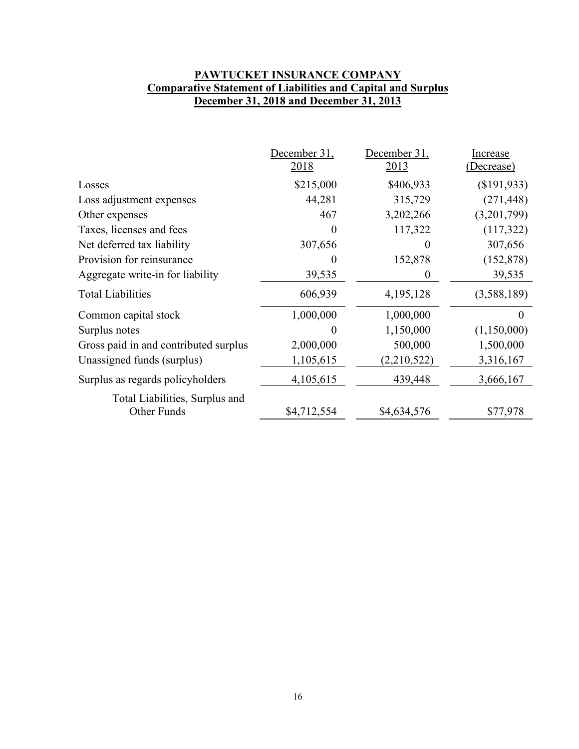**PAWTUCKET INSURANCE COMPANY**
**Comparative Statement of Liabilities and Capital and Surplus**
**December 31, 2018 and December 31, 2013**

| | December 31, 2018 | December 31, 2013 | Increase (Decrease) |
|---|---|---|---|
| Losses | $215,000 | $406,933 | ($191,933) |
| Loss adjustment expenses | 44,281 | 315,729 | (271,448) |
| Other expenses | 467 | 3,202,266 | (3,201,799) |
| Taxes, licenses and fees | 0 | 117,322 | (117,322) |
| Net deferred tax liability | 307,656 | 0 | 307,656 |
| Provision for reinsurance | 0 | 152,878 | (152,878) |
| Aggregate write-in for liability | 39,535 | 0 | 39,535 |
| Total Liabilities | 606,939 | 4,195,128 | (3,588,189) |
| Common capital stock | 1,000,000 | 1,000,000 | 0 |
| Surplus notes | 0 | 1,150,000 | (1,150,000) |
| Gross paid in and contributed surplus | 2,000,000 | 500,000 | 1,500,000 |
| Unassigned funds (surplus) | 1,105,615 | (2,210,522) | 3,316,167 |
| Surplus as regards policyholders | 4,105,615 | 439,448 | 3,666,167 |
| Total Liabilities, Surplus and Other Funds | $4,712,554 | $4,634,576 | $77,978 |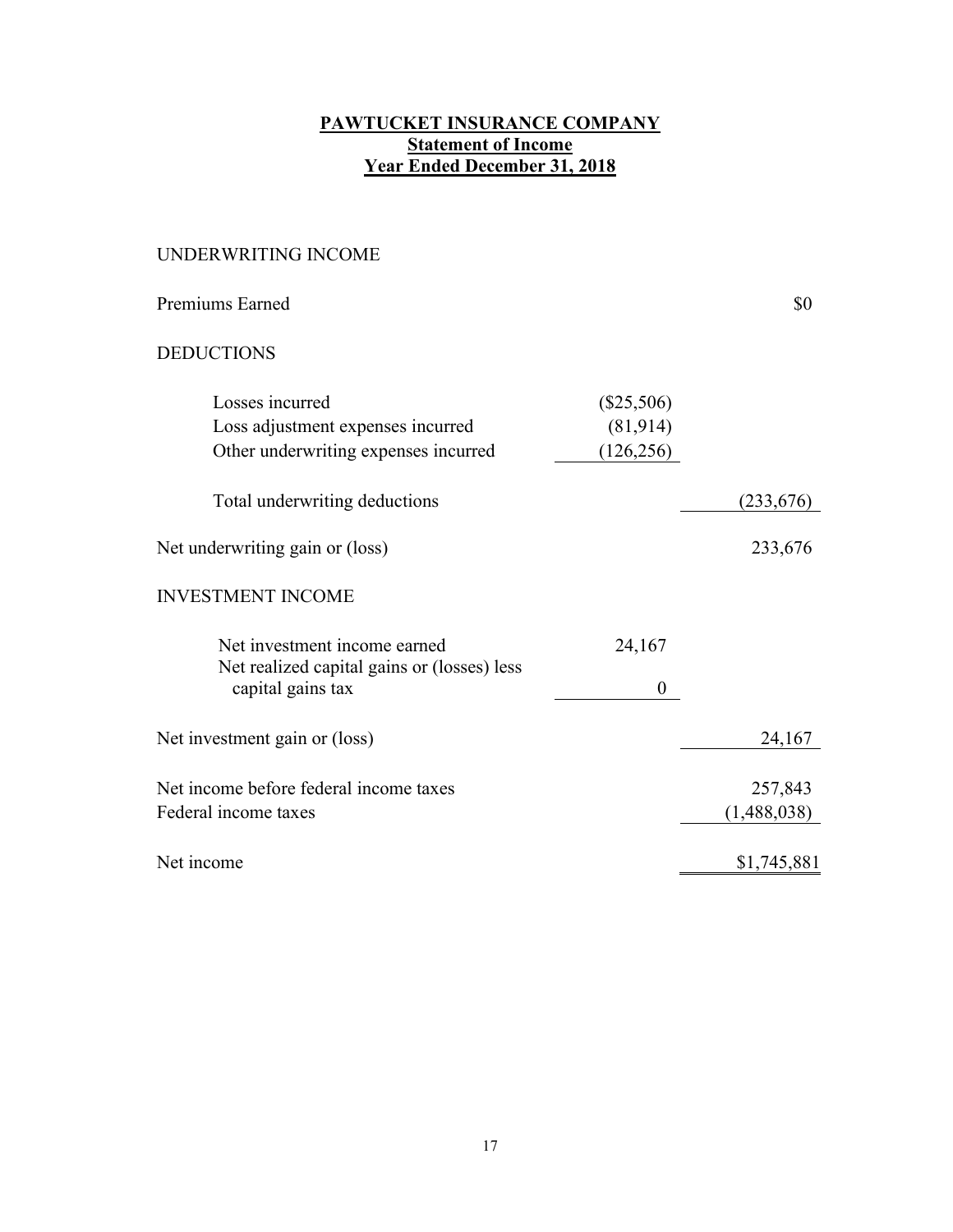**PAWTUCKET INSURANCE COMPANY**
**Statement of Income**
**Year Ended December 31, 2018**

| | | |
|---|---|---|
| UNDERWRITING INCOME | | |
| Premiums Earned | | $0 |
| DEDUCTIONS | | |
| Losses incurred | ($25,506) | |
| Loss adjustment expenses incurred | (81,914) | |
| Other underwriting expenses incurred | (126,256) | |
| Total underwriting deductions | | (233,676) |
| Net underwriting gain or (loss) | | 233,676 |
| INVESTMENT INCOME | | |
| Net investment income earned | 24,167 | |
| Net realized capital gains or (losses) less capital gains tax | 0 | |
| Net investment gain or (loss) | | 24,167 |
| Net income before federal income taxes | | 257,843 |
| Federal income taxes | | (1,488,038) |
| Net income | | $1,745,881 |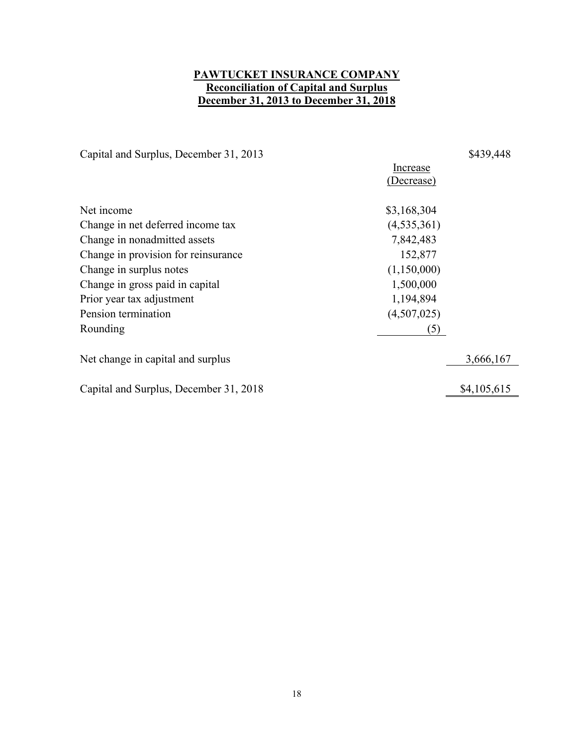**PAWTUCKET INSURANCE COMPANY**
**Reconciliation of Capital and Surplus**
**December 31, 2013 to December 31, 2018**

| | Increase (Decrease) | |
|---|---|---|
| Capital and Surplus, December 31, 2013 | | $439,448 |
| Net income | $3,168,304 | |
| Change in net deferred income tax | (4,535,361) | |
| Change in nonadmitted assets | 7,842,483 | |
| Change in provision for reinsurance | 152,877 | |
| Change in surplus notes | (1,150,000) | |
| Change in gross paid in capital | 1,500,000 | |
| Prior year tax adjustment | 1,194,894 | |
| Pension termination | (4,507,025) | |
| Rounding | (5) | |
| Net change in capital and surplus | | 3,666,167 |
| Capital and Surplus, December 31, 2018 | | $4,105,615 |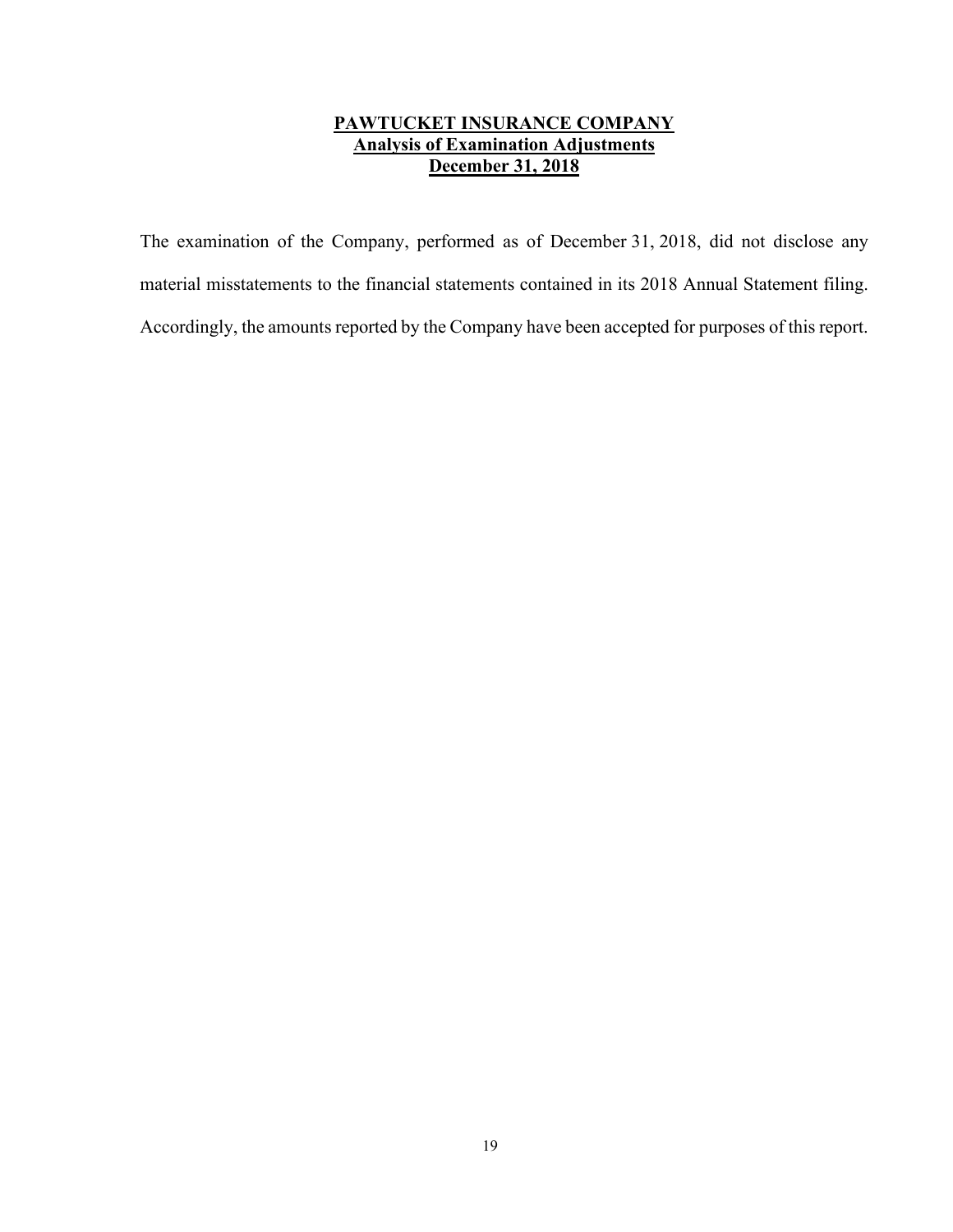**PAWTUCKET INSURANCE COMPANY**
**Analysis of Examination Adjustments**
**December 31, 2018**

The examination of the Company, performed as of December 31, 2018, did not disclose any material misstatements to the financial statements contained in its 2018 Annual Statement filing. Accordingly, the amounts reported by the Company have been accepted for purposes of this report.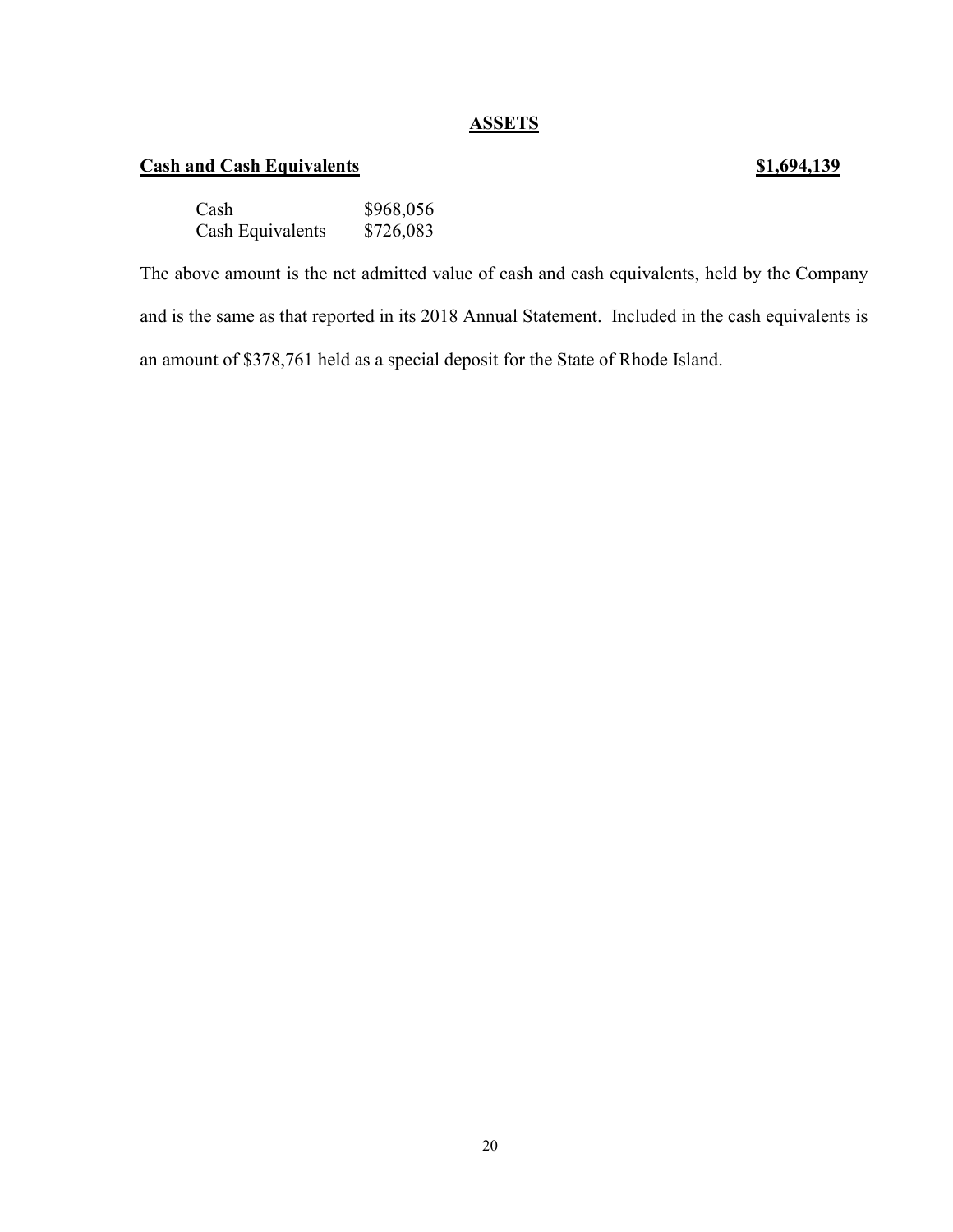## ASSETS

**Cash and Cash Equivalents** **$1,694,139**

| | |
|---|---|
| Cash | $968,056 |
| Cash Equivalents | $726,083 |

The above amount is the net admitted value of cash and cash equivalents, held by the Company and is the same as that reported in its 2018 Annual Statement. Included in the cash equivalents is an amount of $378,761 held as a special deposit for the State of Rhode Island.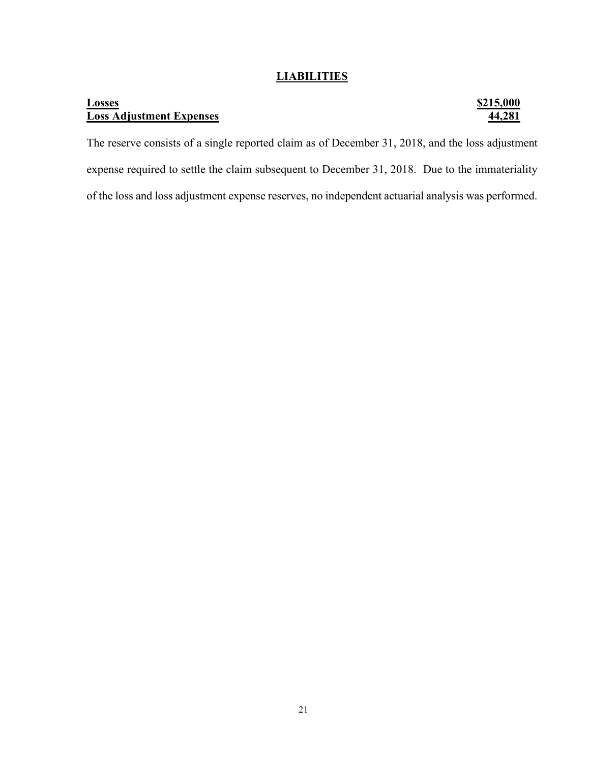## LIABILITIES

| **Losses** | **$215,000** |
|---|---|
| **Loss Adjustment Expenses** | **44,281** |

The reserve consists of a single reported claim as of December 31, 2018, and the loss adjustment expense required to settle the claim subsequent to December 31, 2018. Due to the immateriality of the loss and loss adjustment expense reserves, no independent actuarial analysis was performed.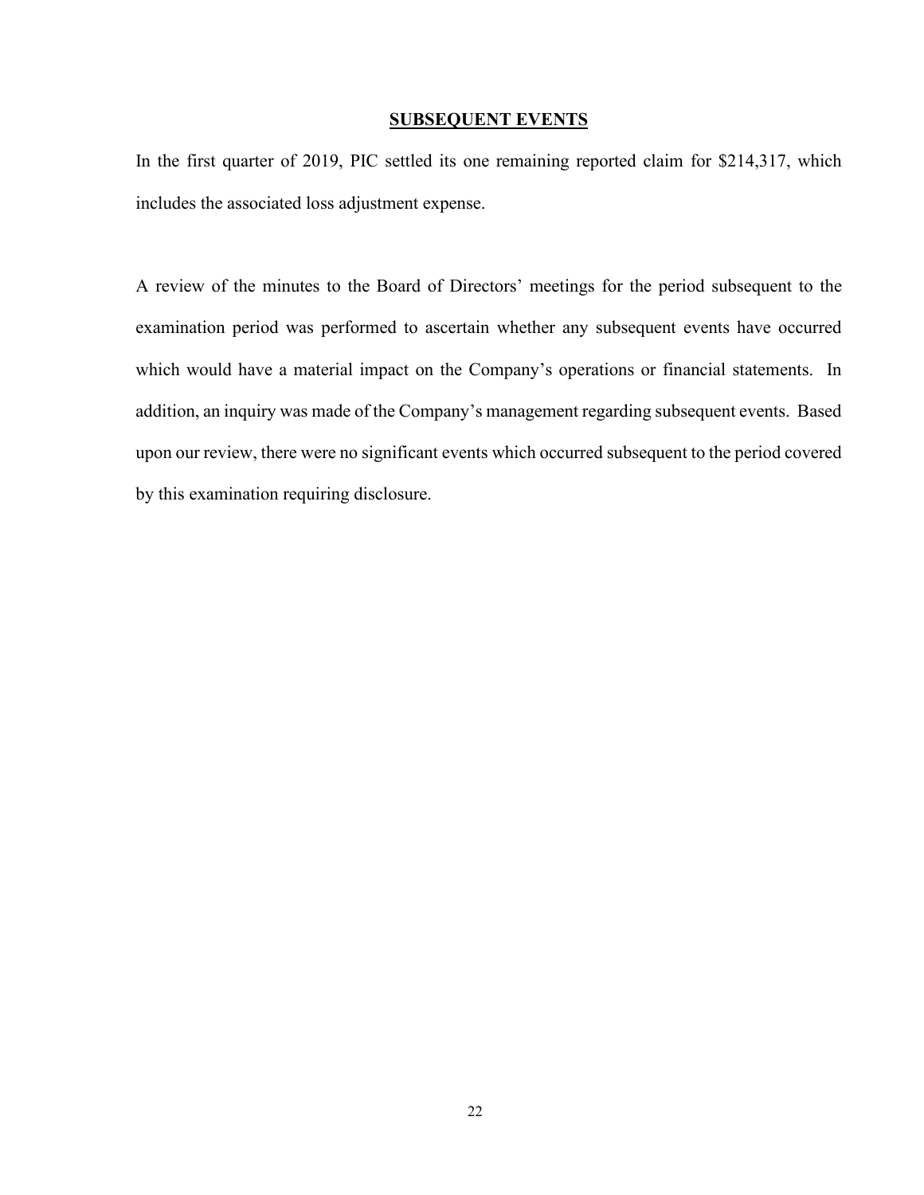## SUBSEQUENT EVENTS

In the first quarter of 2019, PIC settled its one remaining reported claim for $214,317, which includes the associated loss adjustment expense.

A review of the minutes to the Board of Directors' meetings for the period subsequent to the examination period was performed to ascertain whether any subsequent events have occurred which would have a material impact on the Company's operations or financial statements. In addition, an inquiry was made of the Company's management regarding subsequent events. Based upon our review, there were no significant events which occurred subsequent to the period covered by this examination requiring disclosure.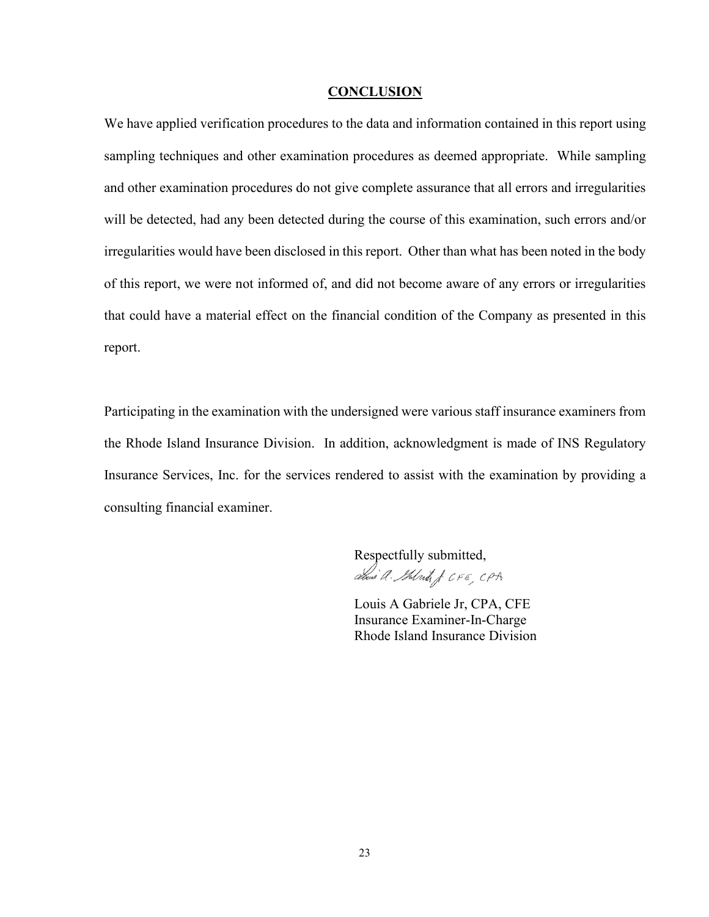## CONCLUSION

We have applied verification procedures to the data and information contained in this report using sampling techniques and other examination procedures as deemed appropriate. While sampling and other examination procedures do not give complete assurance that all errors and irregularities will be detected, had any been detected during the course of this examination, such errors and/or irregularities would have been disclosed in this report. Other than what has been noted in the body of this report, we were not informed of, and did not become aware of any errors or irregularities that could have a material effect on the financial condition of the Company as presented in this report.

Participating in the examination with the undersigned were various staff insurance examiners from the Rhode Island Insurance Division. In addition, acknowledgment is made of INS Regulatory Insurance Services, Inc. for the services rendered to assist with the examination by providing a consulting financial examiner.

Respectfully submitted,

Louis A. Gabriele Jr CFE, CPA

Louis A Gabriele Jr, CPA, CFE
Insurance Examiner-In-Charge
Rhode Island Insurance Division